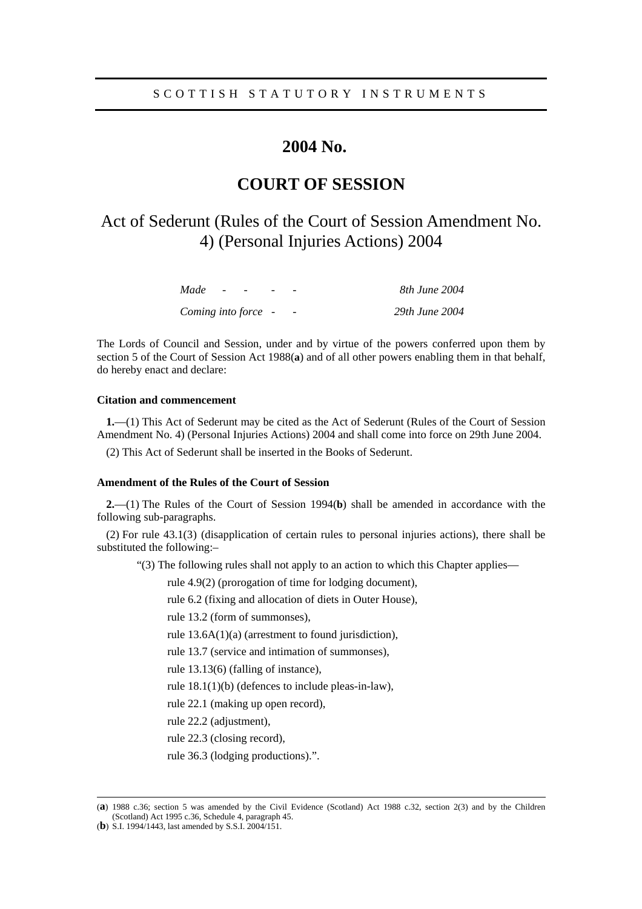SCOTTISH STATUTORY INSTRUMENTS

# 2004 No.

# COURT OF SESSION

## Act of Sederunt (Rules of the Court of Session Amendment No. 4) (Personal Injuries Actions) 2004

| | |
|---|---|
| *Made - - - - -* | *8th June 2004* |
| *Coming into force - -* | *29th June 2004* |

The Lords of Council and Session, under and by virtue of the powers conferred upon them by section 5 of the Court of Session Act 1988(**a**) and of all other powers enabling them in that behalf, do hereby enact and declare:

### Citation and commencement

**1.**—(1) This Act of Sederunt may be cited as the Act of Sederunt (Rules of the Court of Session Amendment No. 4) (Personal Injuries Actions) 2004 and shall come into force on 29th June 2004.

(2) This Act of Sederunt shall be inserted in the Books of Sederunt.

### Amendment of the Rules of the Court of Session

**2.**—(1) The Rules of the Court of Session 1994(**b**) shall be amended in accordance with the following sub-paragraphs.

(2) For rule 43.1(3) (disapplication of certain rules to personal injuries actions), there shall be substituted the following:–

"(3) The following rules shall not apply to an action to which this Chapter applies—

rule 4.9(2) (prorogation of time for lodging document),

rule 6.2 (fixing and allocation of diets in Outer House),

rule 13.2 (form of summonses),

rule 13.6A(1)(a) (arrestment to found jurisdiction),

rule 13.7 (service and intimation of summonses),

rule 13.13(6) (falling of instance),

rule 18.1(1)(b) (defences to include pleas-in-law),

rule 22.1 (making up open record),

rule 22.2 (adjustment),

rule 22.3 (closing record),

rule 36.3 (lodging productions).".

---

(**a**) 1988 c.36; section 5 was amended by the Civil Evidence (Scotland) Act 1988 c.32, section 2(3) and by the Children (Scotland) Act 1995 c.36, Schedule 4, paragraph 45.

(**b**) S.I. 1994/1443, last amended by S.S.I. 2004/151.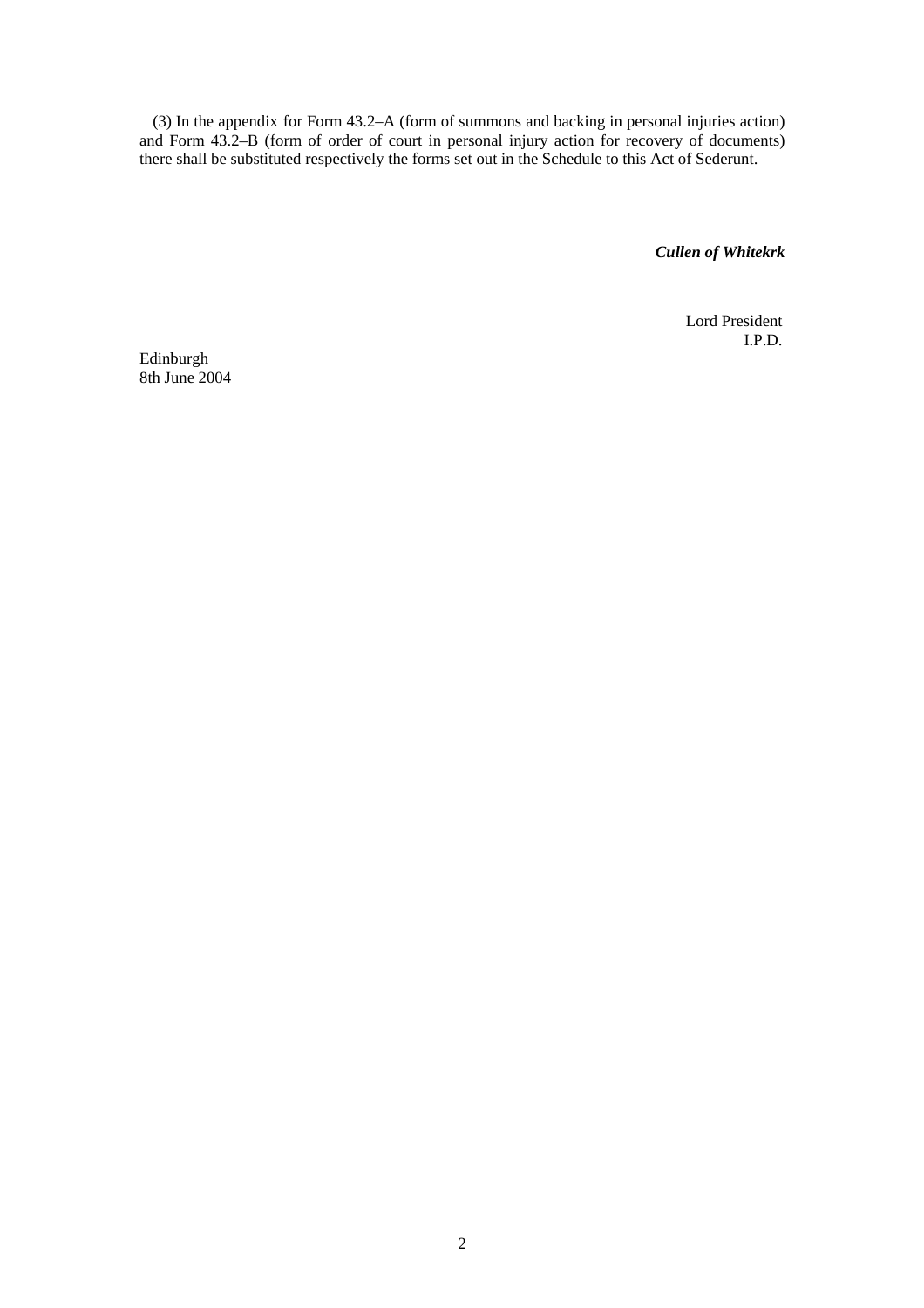(3) In the appendix for Form 43.2–A (form of summons and backing in personal injuries action) and Form 43.2–B (form of order of court in personal injury action for recovery of documents) there shall be substituted respectively the forms set out in the Schedule to this Act of Sederunt.

***Cullen of Whitekrk***

Lord President
I.P.D.

Edinburgh
8th June 2004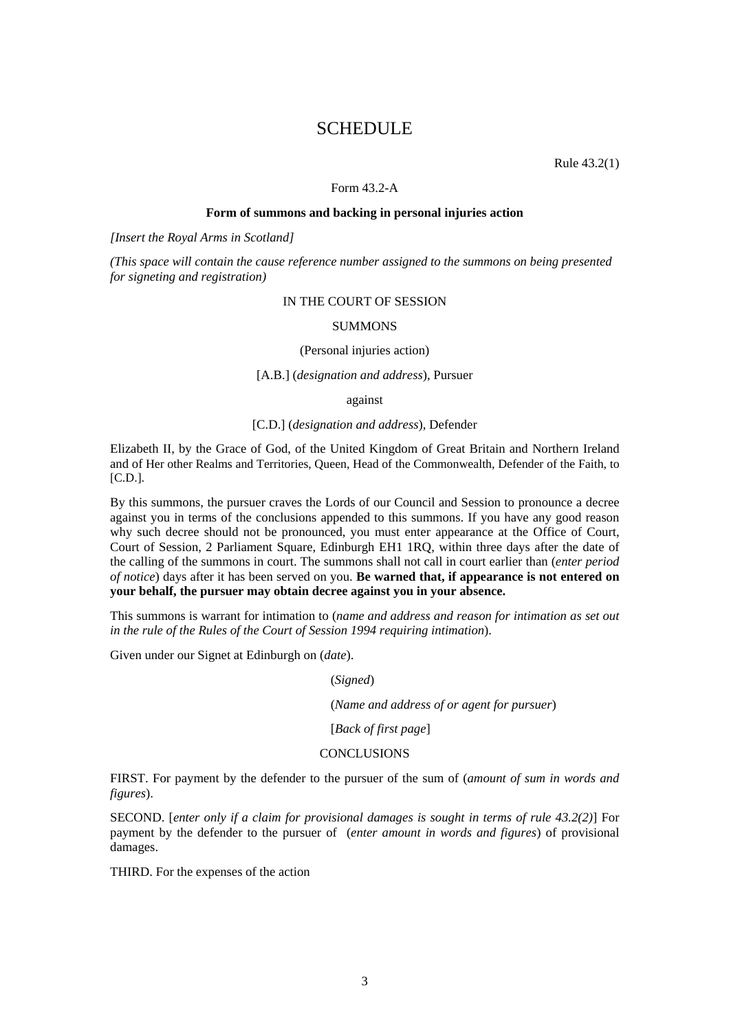# SCHEDULE

Rule 43.2(1)

Form 43.2-A

**Form of summons and backing in personal injuries action**

*[Insert the Royal Arms in Scotland]*

*(This space will contain the cause reference number assigned to the summons on being presented for signeting and registration)*

IN THE COURT OF SESSION

SUMMONS

(Personal injuries action)

[A.B.] (*designation and address*), Pursuer

against

[C.D.] (*designation and address*), Defender

Elizabeth II, by the Grace of God, of the United Kingdom of Great Britain and Northern Ireland and of Her other Realms and Territories, Queen, Head of the Commonwealth, Defender of the Faith, to [C.D.].

By this summons, the pursuer craves the Lords of our Council and Session to pronounce a decree against you in terms of the conclusions appended to this summons. If you have any good reason why such decree should not be pronounced, you must enter appearance at the Office of Court, Court of Session, 2 Parliament Square, Edinburgh EH1 1RQ, within three days after the date of the calling of the summons in court. The summons shall not call in court earlier than (*enter period of notice*) days after it has been served on you. **Be warned that, if appearance is not entered on your behalf, the pursuer may obtain decree against you in your absence.**

This summons is warrant for intimation to (*name and address and reason for intimation as set out in the rule of the Rules of the Court of Session 1994 requiring intimation*).

Given under our Signet at Edinburgh on (*date*).

(*Signed*)

(*Name and address of or agent for pursuer*)

[*Back of first page*]

CONCLUSIONS

FIRST. For payment by the defender to the pursuer of the sum of (*amount of sum in words and figures*).

SECOND. [*enter only if a claim for provisional damages is sought in terms of rule 43.2(2)*] For payment by the defender to the pursuer of (*enter amount in words and figures*) of provisional damages.

THIRD. For the expenses of the action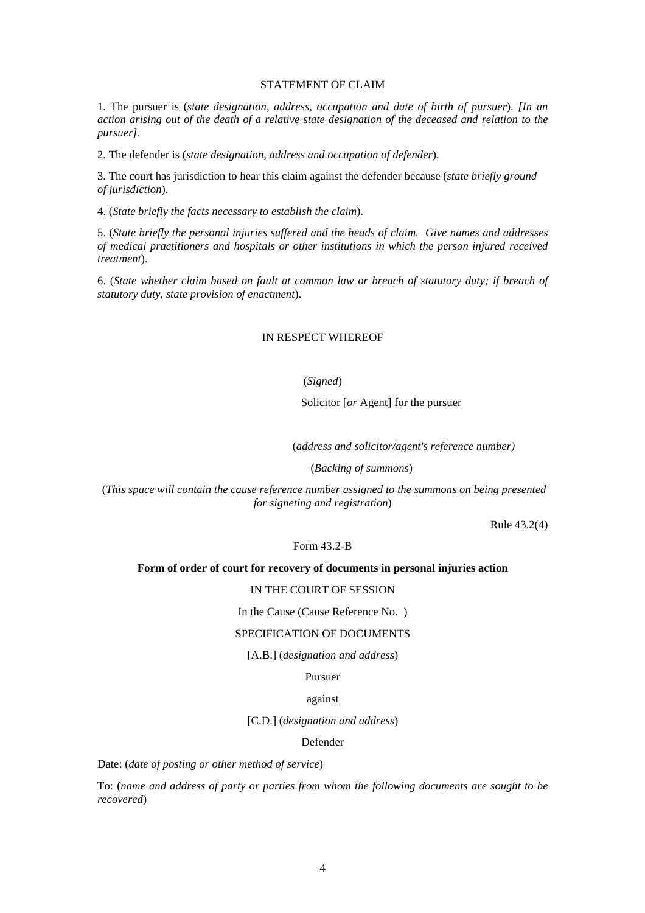STATEMENT OF CLAIM

1. The pursuer is (*state designation, address, occupation and date of birth of pursuer*). *[In an action arising out of the death of a relative state designation of the deceased and relation to the pursuer]*.

2. The defender is (*state designation, address and occupation of defender*).

3. The court has jurisdiction to hear this claim against the defender because (*state briefly ground of jurisdiction*).

4. (*State briefly the facts necessary to establish the claim*).

5. (*State briefly the personal injuries suffered and the heads of claim. Give names and addresses of medical practitioners and hospitals or other institutions in which the person injured received treatment*).

6. (*State whether claim based on fault at common law or breach of statutory duty; if breach of statutory duty, state provision of enactment*).

IN RESPECT WHEREOF

(*Signed*)

Solicitor [*or* Agent] for the pursuer

(*address and solicitor/agent's reference number)*

(*Backing of summons*)

(*This space will contain the cause reference number assigned to the summons on being presented for signeting and registration*)

Rule 43.2(4)

Form 43.2-B

**Form of order of court for recovery of documents in personal injuries action**

IN THE COURT OF SESSION

In the Cause (Cause Reference No. )

SPECIFICATION OF DOCUMENTS

[A.B.] (*designation and address*)

Pursuer

against

[C.D.] (*designation and address*)

Defender

Date: (*date of posting or other method of service*)

To: (*name and address of party or parties from whom the following documents are sought to be recovered*)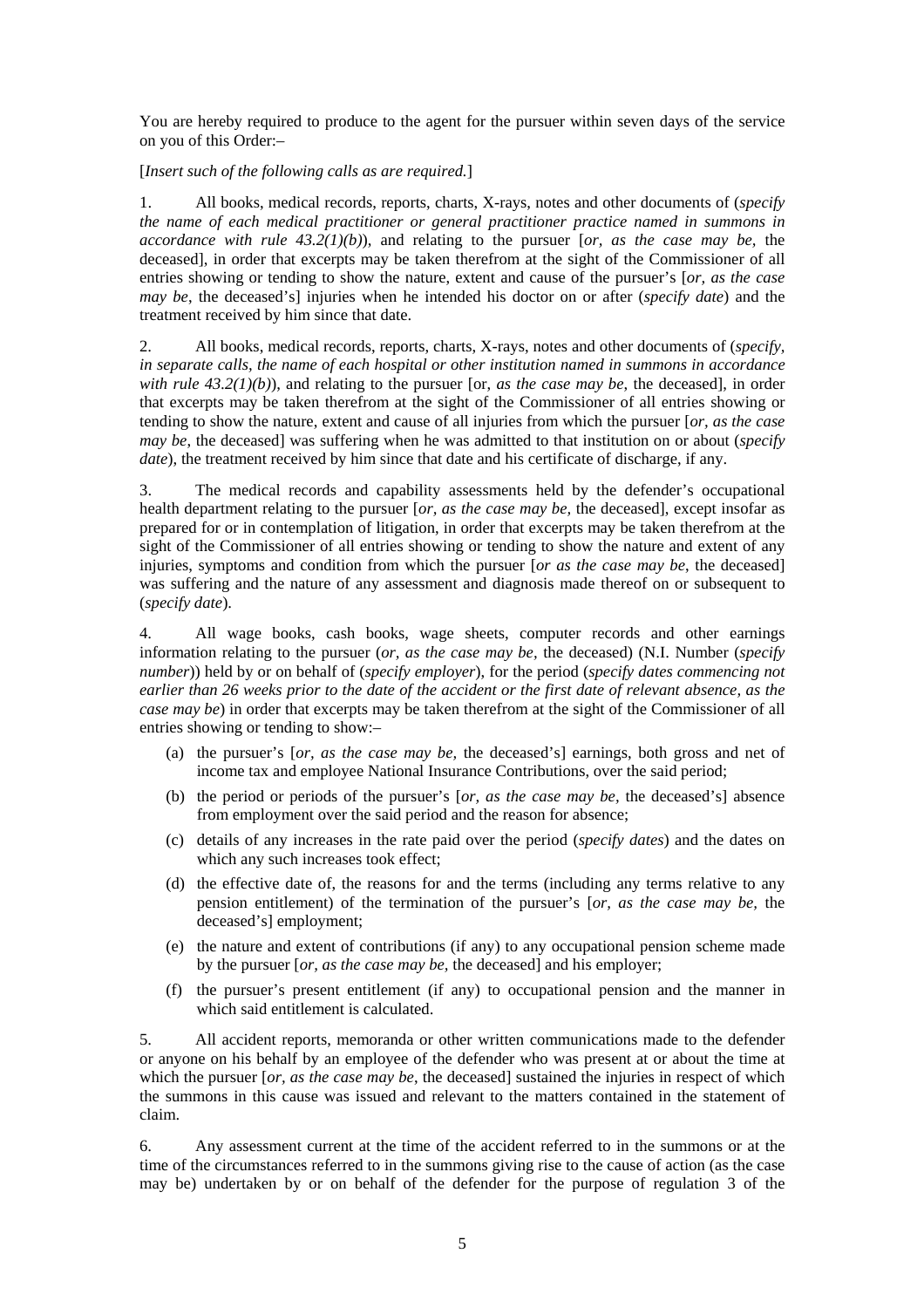You are hereby required to produce to the agent for the pursuer within seven days of the service on you of this Order:–

[*Insert such of the following calls as are required.*]

1. All books, medical records, reports, charts, X-rays, notes and other documents of (*specify the name of each medical practitioner or general practitioner practice named in summons in accordance with rule 43.2(1)(b)*), and relating to the pursuer [*or, as the case may be,* the deceased], in order that excerpts may be taken therefrom at the sight of the Commissioner of all entries showing or tending to show the nature, extent and cause of the pursuer's [*or, as the case may be*, the deceased's] injuries when he intended his doctor on or after (*specify date*) and the treatment received by him since that date.

2. All books, medical records, reports, charts, X-rays, notes and other documents of (*specify, in separate calls, the name of each hospital or other institution named in summons in accordance with rule 43.2(1)(b)*), and relating to the pursuer [or, *as the case may be*, the deceased], in order that excerpts may be taken therefrom at the sight of the Commissioner of all entries showing or tending to show the nature, extent and cause of all injuries from which the pursuer [*or, as the case may be*, the deceased] was suffering when he was admitted to that institution on or about (*specify date*), the treatment received by him since that date and his certificate of discharge, if any.

3. The medical records and capability assessments held by the defender's occupational health department relating to the pursuer [*or, as the case may be,* the deceased], except insofar as prepared for or in contemplation of litigation, in order that excerpts may be taken therefrom at the sight of the Commissioner of all entries showing or tending to show the nature and extent of any injuries, symptoms and condition from which the pursuer [*or as the case may be*, the deceased] was suffering and the nature of any assessment and diagnosis made thereof on or subsequent to (*specify date*).

4. All wage books, cash books, wage sheets, computer records and other earnings information relating to the pursuer (*or, as the case may be*, the deceased) (N.I. Number (*specify number*)) held by or on behalf of (*specify employer*), for the period (*specify dates commencing not earlier than 26 weeks prior to the date of the accident or the first date of relevant absence, as the case may be*) in order that excerpts may be taken therefrom at the sight of the Commissioner of all entries showing or tending to show:–

   (a) the pursuer's [*or, as the case may be,* the deceased's] earnings, both gross and net of income tax and employee National Insurance Contributions, over the said period;

   (b) the period or periods of the pursuer's [*or, as the case may be*, the deceased's] absence from employment over the said period and the reason for absence;

   (c) details of any increases in the rate paid over the period (*specify dates*) and the dates on which any such increases took effect;

   (d) the effective date of, the reasons for and the terms (including any terms relative to any pension entitlement) of the termination of the pursuer's [*or, as the case may be,* the deceased's] employment;

   (e) the nature and extent of contributions (if any) to any occupational pension scheme made by the pursuer [*or, as the case may be,* the deceased] and his employer;

   (f) the pursuer's present entitlement (if any) to occupational pension and the manner in which said entitlement is calculated.

5. All accident reports, memoranda or other written communications made to the defender or anyone on his behalf by an employee of the defender who was present at or about the time at which the pursuer [*or, as the case may be*, the deceased] sustained the injuries in respect of which the summons in this cause was issued and relevant to the matters contained in the statement of claim.

6. Any assessment current at the time of the accident referred to in the summons or at the time of the circumstances referred to in the summons giving rise to the cause of action (as the case may be) undertaken by or on behalf of the defender for the purpose of regulation 3 of the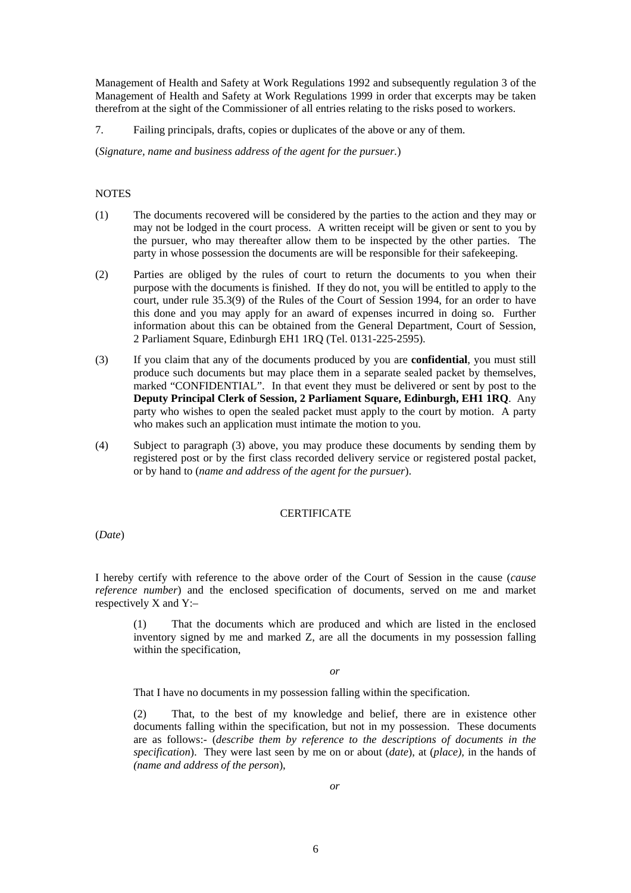Management of Health and Safety at Work Regulations 1992 and subsequently regulation 3 of the Management of Health and Safety at Work Regulations 1999 in order that excerpts may be taken therefrom at the sight of the Commissioner of all entries relating to the risks posed to workers.

7. Failing principals, drafts, copies or duplicates of the above or any of them.

(*Signature, name and business address of the agent for the pursuer.*)

NOTES

(1) The documents recovered will be considered by the parties to the action and they may or may not be lodged in the court process. A written receipt will be given or sent to you by the pursuer, who may thereafter allow them to be inspected by the other parties. The party in whose possession the documents are will be responsible for their safekeeping.

(2) Parties are obliged by the rules of court to return the documents to you when their purpose with the documents is finished. If they do not, you will be entitled to apply to the court, under rule 35.3(9) of the Rules of the Court of Session 1994, for an order to have this done and you may apply for an award of expenses incurred in doing so. Further information about this can be obtained from the General Department, Court of Session, 2 Parliament Square, Edinburgh EH1 1RQ (Tel. 0131-225-2595).

(3) If you claim that any of the documents produced by you are **confidential**, you must still produce such documents but may place them in a separate sealed packet by themselves, marked "CONFIDENTIAL". In that event they must be delivered or sent by post to the **Deputy Principal Clerk of Session, 2 Parliament Square, Edinburgh, EH1 1RQ**. Any party who wishes to open the sealed packet must apply to the court by motion. A party who makes such an application must intimate the motion to you.

(4) Subject to paragraph (3) above, you may produce these documents by sending them by registered post or by the first class recorded delivery service or registered postal packet, or by hand to (*name and address of the agent for the pursuer*).

CERTIFICATE

(*Date*)

I hereby certify with reference to the above order of the Court of Session in the cause (*cause reference number*) and the enclosed specification of documents, served on me and market respectively X and Y:–

(1) That the documents which are produced and which are listed in the enclosed inventory signed by me and marked Z, are all the documents in my possession falling within the specification,

*or*

That I have no documents in my possession falling within the specification.

(2) That, to the best of my knowledge and belief, there are in existence other documents falling within the specification, but not in my possession. These documents are as follows:- (*describe them by reference to the descriptions of documents in the specification*). They were last seen by me on or about (*date*), at (*place)*, in the hands of *(name and address of the person*),

*or*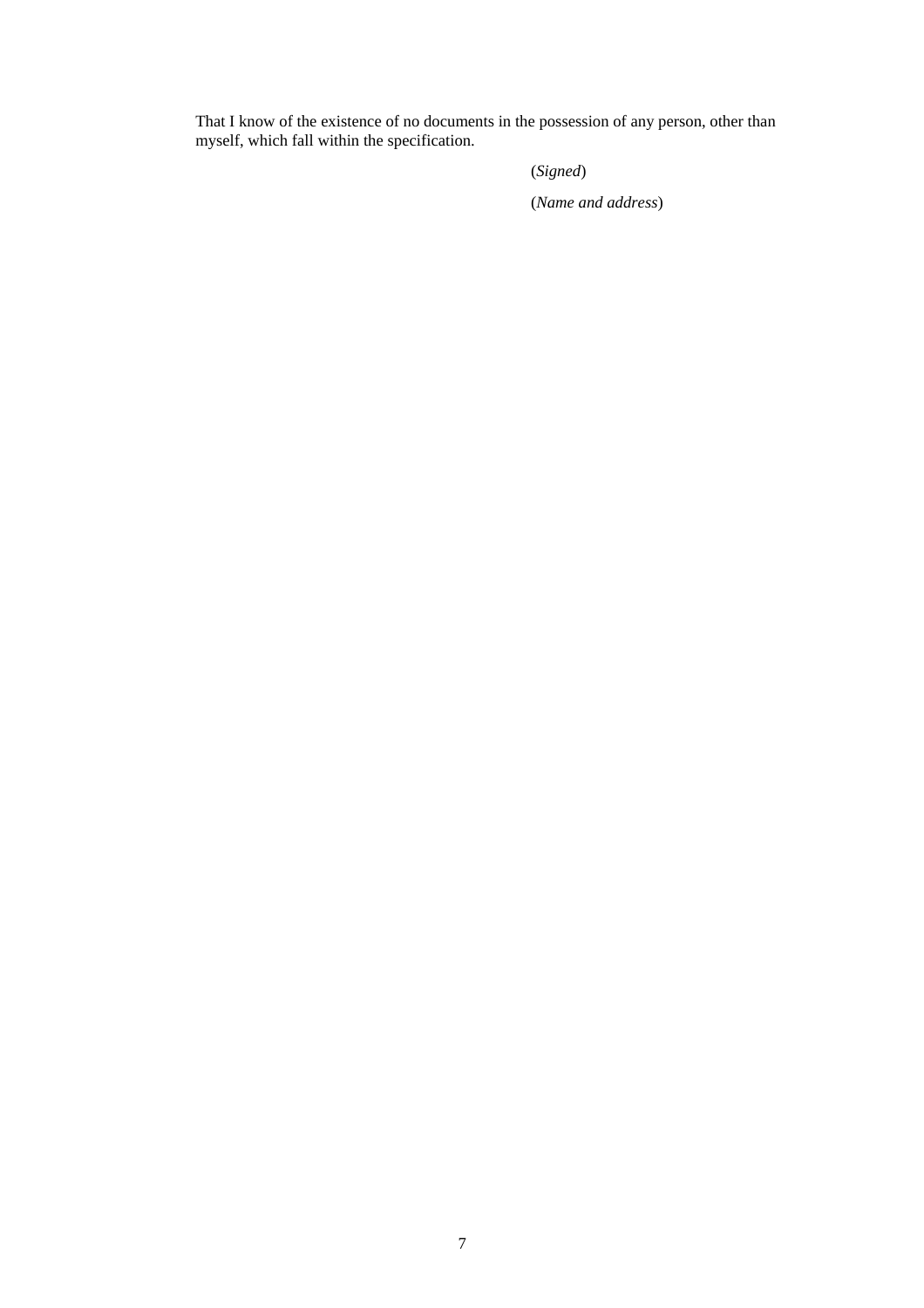That I know of the existence of no documents in the possession of any person, other than myself, which fall within the specification.

(*Signed*)

(*Name and address*)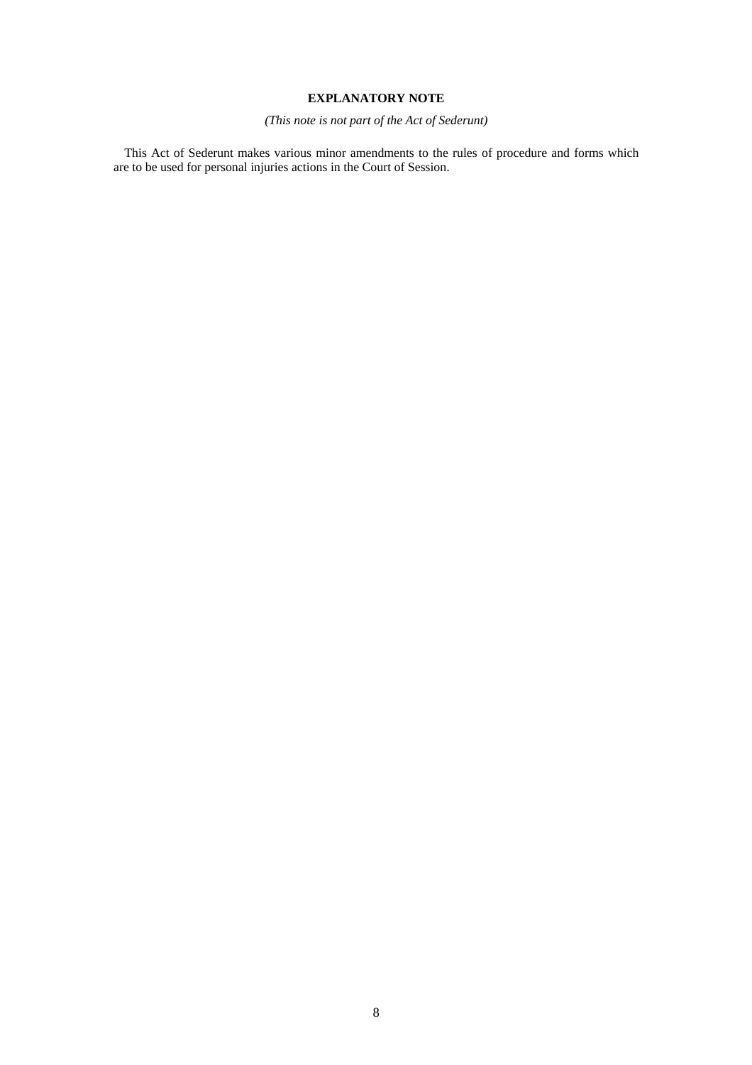## EXPLANATORY NOTE

*(This note is not part of the Act of Sederunt)*

This Act of Sederunt makes various minor amendments to the rules of procedure and forms which are to be used for personal injuries actions in the Court of Session.